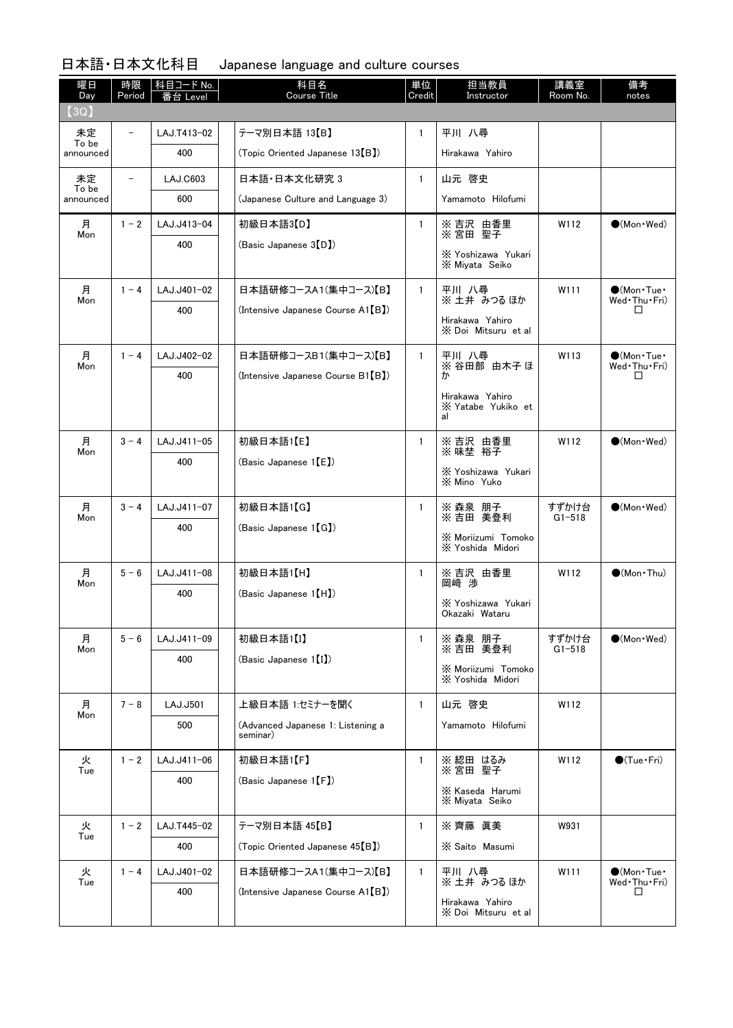## 日本語・日本文化科目　Japanese language and culture courses

| 曜日 Day | 時限 Period | 科目コード No. 番台 Level | 科目名 Course Title | 単位 Credit | 担当教員 Instructor | 講義室 Room No. | 備考 notes |
|---|---|---|---|---|---|---|---|
| 【3Q】 | | | | | | | |
| 未定 To be announced | － | LAJ.T413-02<br>400 | テーマ別日本語 13【B】<br>(Topic Oriented Japanese 13【B】) | 1 | 平川 八尋<br>Hirakawa Yahiro | | |
| 未定 To be announced | － | LAJ.C603<br>600 | 日本語・日本文化研究 3<br>(Japanese Culture and Language 3) | 1 | 山元 啓史<br>Yamamoto Hilofumi | | |
| 月 Mon | 1 － 2 | LAJ.J413-04<br>400 | 初級日本語3【D】<br>(Basic Japanese 3【D】) | 1 | ※ 吉沢 由香里<br>※ 宮田 聖子<br>※ Yoshizawa Yukari<br>※ Miyata Seiko | W112 | ●(Mon・Wed) |
| 月 Mon | 1 － 4 | LAJ.J401-02<br>400 | 日本語研修コースA1(集中コース)【B】<br>(Intensive Japanese Course A1【B】) | 1 | 平川 八尋<br>※ 土井 みつる ほか<br>Hirakawa Yahiro<br>※ Doi Mitsuru et al | W111 | ●(Mon・Tue・Wed・Thu・Fri)<br>□ |
| 月 Mon | 1 － 4 | LAJ.J402-02<br>400 | 日本語研修コースB1(集中コース)【B】<br>(Intensive Japanese Course B1【B】) | 1 | 平川 八尋<br>※ 谷田部 由木子 ほか<br>Hirakawa Yahiro<br>※ Yatabe Yukiko et al | W113 | ●(Mon・Tue・Wed・Thu・Fri)<br>□ |
| 月 Mon | 3 － 4 | LAJ.J411-05<br>400 | 初級日本語1【E】<br>(Basic Japanese 1【E】) | 1 | ※ 吉沢 由香里<br>※ 味埜 裕子<br>※ Yoshizawa Yukari<br>※ Mino Yuko | W112 | ●(Mon・Wed) |
| 月 Mon | 3 － 4 | LAJ.J411-07<br>400 | 初級日本語1【G】<br>(Basic Japanese 1【G】) | 1 | ※ 森泉 朋子<br>※ 吉田 美登利<br>※ Moriizumi Tomoko<br>※ Yoshida Midori | すずかけ台 G1-518 | ●(Mon・Wed) |
| 月 Mon | 5 － 6 | LAJ.J411-08<br>400 | 初級日本語1【H】<br>(Basic Japanese 1【H】) | 1 | ※ 吉沢 由香里<br>岡崎 渉<br>※ Yoshizawa Yukari<br>Okazaki Wataru | W112 | ●(Mon・Thu) |
| 月 Mon | 5 － 6 | LAJ.J411-09<br>400 | 初級日本語1【I】<br>(Basic Japanese 1【I】) | 1 | ※ 森泉 朋子<br>※ 吉田 美登利<br>※ Moriizumi Tomoko<br>※ Yoshida Midori | すずかけ台 G1-518 | ●(Mon・Wed) |
| 月 Mon | 7 － 8 | LAJ.J501<br>500 | 上級日本語 1:セミナーを聞く<br>(Advanced Japanese 1: Listening a seminar) | 1 | 山元 啓史<br>Yamamoto Hilofumi | W112 | |
| 火 Tue | 1 － 2 | LAJ.J411-06<br>400 | 初級日本語1【F】<br>(Basic Japanese 1【F】) | 1 | ※ 綛田 はるみ<br>※ 宮田 聖子<br>※ Kaseda Harumi<br>※ Miyata Seiko | W112 | ●(Tue・Fri) |
| 火 Tue | 1 － 2 | LAJ.T445-02<br>400 | テーマ別日本語 45【B】<br>(Topic Oriented Japanese 45【B】) | 1 | ※ 齊藤 眞美<br>※ Saito Masumi | W931 | |
| 火 Tue | 1 － 4 | LAJ.J401-02<br>400 | 日本語研修コースA1(集中コース)【B】<br>(Intensive Japanese Course A1【B】) | 1 | 平川 八尋<br>※ 土井 みつる ほか<br>Hirakawa Yahiro<br>※ Doi Mitsuru et al | W111 | ●(Mon・Tue・Wed・Thu・Fri)<br>□ |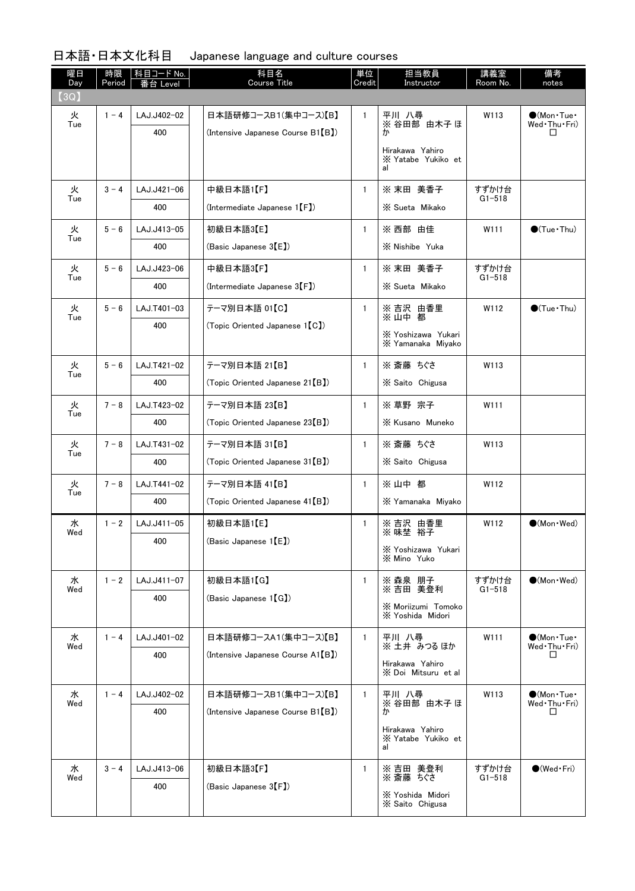## 日本語・日本文化科目　Japanese language and culture courses

| 曜日 Day | 時限 Period | 科目コード No. 番台 Level | 科目名 Course Title | 単位 Credit | 担当教員 Instructor | 講義室 Room No. | 備考 notes |
|---|---|---|---|---|---|---|---|
| 【3Q】 | | | | | | | |
| 火 Tue | 1 - 4 | LAJ.J402-02<br>400 | 日本語研修コースB1(集中コース)【B】<br>(Intensive Japanese Course B1【B】) | 1 | 平川 八尋<br>※ 谷田部 由木子 ほか<br>Hirakawa Yahiro<br>※ Yatabe Yukiko et al | W113 | ●(Mon・Tue・Wed・Thu・Fri)<br>□ |
| 火 Tue | 3 - 4 | LAJ.J421-06<br>400 | 中級日本語1【F】<br>(Intermediate Japanese 1【F】) | 1 | ※ 末田 美香子<br>※ Sueta Mikako | すずかけ台 G1-518 | |
| 火 Tue | 5 - 6 | LAJ.J413-05<br>400 | 初級日本語3【E】<br>(Basic Japanese 3【E】) | 1 | ※ 西部 由佳<br>※ Nishibe Yuka | W111 | ●(Tue・Thu) |
| 火 Tue | 5 - 6 | LAJ.J423-06<br>400 | 中級日本語3【F】<br>(Intermediate Japanese 3【F】) | 1 | ※ 末田 美香子<br>※ Sueta Mikako | すずかけ台 G1-518 | |
| 火 Tue | 5 - 6 | LAJ.T401-03<br>400 | テーマ別日本語 01【C】<br>(Topic Oriented Japanese 1【C】) | 1 | ※ 吉沢 由香里<br>※ 山中 都<br>※ Yoshizawa Yukari<br>※ Yamanaka Miyako | W112 | ●(Tue・Thu) |
| 火 Tue | 5 - 6 | LAJ.T421-02<br>400 | テーマ別日本語 21【B】<br>(Topic Oriented Japanese 21【B】) | 1 | ※ 斎藤 ちぐさ<br>※ Saito Chigusa | W113 | |
| 火 Tue | 7 - 8 | LAJ.T423-02<br>400 | テーマ別日本語 23【B】<br>(Topic Oriented Japanese 23【B】) | 1 | ※ 草野 宗子<br>※ Kusano Muneko | W111 | |
| 火 Tue | 7 - 8 | LAJ.T431-02<br>400 | テーマ別日本語 31【B】<br>(Topic Oriented Japanese 31【B】) | 1 | ※ 斎藤 ちぐさ<br>※ Saito Chigusa | W113 | |
| 火 Tue | 7 - 8 | LAJ.T441-02<br>400 | テーマ別日本語 41【B】<br>(Topic Oriented Japanese 41【B】) | 1 | ※ 山中 都<br>※ Yamanaka Miyako | W112 | |
| 水 Wed | 1 - 2 | LAJ.J411-05<br>400 | 初級日本語1【E】<br>(Basic Japanese 1【E】) | 1 | ※ 吉沢 由香里<br>※ 味埜 裕子<br>※ Yoshizawa Yukari<br>※ Mino Yuko | W112 | ●(Mon・Wed) |
| 水 Wed | 1 - 2 | LAJ.J411-07<br>400 | 初級日本語1【G】<br>(Basic Japanese 1【G】) | 1 | ※ 森泉 朋子<br>※ 吉田 美登利<br>※ Moriizumi Tomoko<br>※ Yoshida Midori | すずかけ台 G1-518 | ●(Mon・Wed) |
| 水 Wed | 1 - 4 | LAJ.J401-02<br>400 | 日本語研修コースA1(集中コース)【B】<br>(Intensive Japanese Course A1【B】) | 1 | 平川 八尋<br>※ 土井 みつる ほか<br>Hirakawa Yahiro<br>※ Doi Mitsuru et al | W111 | ●(Mon・Tue・Wed・Thu・Fri)<br>□ |
| 水 Wed | 1 - 4 | LAJ.J402-02<br>400 | 日本語研修コースB1(集中コース)【B】<br>(Intensive Japanese Course B1【B】) | 1 | 平川 八尋<br>※ 谷田部 由木子 ほか<br>Hirakawa Yahiro<br>※ Yatabe Yukiko et al | W113 | ●(Mon・Tue・Wed・Thu・Fri)<br>□ |
| 水 Wed | 3 - 4 | LAJ.J413-06<br>400 | 初級日本語3【F】<br>(Basic Japanese 3【F】) | 1 | ※ 吉田 美登利<br>※ 斎藤 ちぐさ<br>※ Yoshida Midori<br>※ Saito Chigusa | すずかけ台 G1-518 | ●(Wed・Fri) |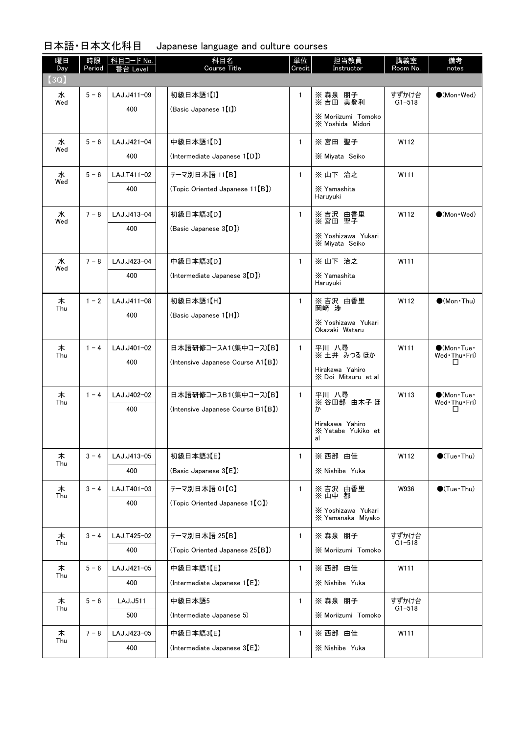## 日本語・日本文化科目　Japanese language and culture courses

| 曜日 Day | 時限 Period | 科目コード No. 番台 Level | 科目名 Course Title | 単位 Credit | 担当教員 Instructor | 講義室 Room No. | 備考 notes |
|---|---|---|---|---|---|---|---|
| 【3Q】 | | | | | | | |
| 水 Wed | 5－6 | LAJ.J411-09<br>400 | 初級日本語1【I】<br>(Basic Japanese 1【I】) | 1 | ※森泉 朋子<br>※吉田 美登利<br>※ Moriizumi Tomoko<br>※ Yoshida Midori | すずかけ台 G1-518 | ●(Mon・Wed) |
| 水 Wed | 5－6 | LAJ.J421-04<br>400 | 中級日本語1【D】<br>(Intermediate Japanese 1【D】) | 1 | ※宮田 聖子<br>※ Miyata Seiko | W112 | |
| 水 Wed | 5－6 | LAJ.T411-02<br>400 | テーマ別日本語 11【B】<br>(Topic Oriented Japanese 11【B】) | 1 | ※山下 治之<br>※ Yamashita Haruyuki | W111 | |
| 水 Wed | 7－8 | LAJ.J413-04<br>400 | 初級日本語3【D】<br>(Basic Japanese 3【D】) | 1 | ※吉沢 由香里<br>※宮田 聖子<br>※ Yoshizawa Yukari<br>※ Miyata Seiko | W112 | ●(Mon・Wed) |
| 水 Wed | 7－8 | LAJ.J423-04<br>400 | 中級日本語3【D】<br>(Intermediate Japanese 3【D】) | 1 | ※山下 治之<br>※ Yamashita Haruyuki | W111 | |
| 木 Thu | 1－2 | LAJ.J411-08<br>400 | 初級日本語1【H】<br>(Basic Japanese 1【H】) | 1 | ※吉沢 由香里<br>岡﨑 渉<br>※ Yoshizawa Yukari<br>Okazaki Wataru | W112 | ●(Mon・Thu) |
| 木 Thu | 1－4 | LAJ.J401-02<br>400 | 日本語研修コースA1(集中コース)【B】<br>(Intensive Japanese Course A1【B】) | 1 | 平川 八尋<br>※土井 みつる ほか<br>Hirakawa Yahiro<br>※ Doi Mitsuru et al | W111 | ●(Mon・Tue・Wed・Thu・Fri)<br>□ |
| 木 Thu | 1－4 | LAJ.J402-02<br>400 | 日本語研修コースB1(集中コース)【B】<br>(Intensive Japanese Course B1【B】) | 1 | 平川 八尋<br>※谷田部 由木子 ほか<br>Hirakawa Yahiro<br>※ Yatabe Yukiko et al | W113 | ●(Mon・Tue・Wed・Thu・Fri)<br>□ |
| 木 Thu | 3－4 | LAJ.J413-05<br>400 | 初級日本語3【E】<br>(Basic Japanese 3【E】) | 1 | ※西部 由佳<br>※ Nishibe Yuka | W112 | ●(Tue・Thu) |
| 木 Thu | 3－4 | LAJ.T401-03<br>400 | テーマ別日本語 01【C】<br>(Topic Oriented Japanese 1【C】) | 1 | ※吉沢 由香里<br>※山中 都<br>※ Yoshizawa Yukari<br>※ Yamanaka Miyako | W936 | ●(Tue・Thu) |
| 木 Thu | 3－4 | LAJ.T425-02<br>400 | テーマ別日本語 25【B】<br>(Topic Oriented Japanese 25【B】) | 1 | ※森泉 朋子<br>※ Moriizumi Tomoko | すずかけ台 G1-518 | |
| 木 Thu | 5－6 | LAJ.J421-05<br>400 | 中級日本語1【E】<br>(Intermediate Japanese 1【E】) | 1 | ※西部 由佳<br>※ Nishibe Yuka | W111 | |
| 木 Thu | 5－6 | LAJ.J511<br>500 | 中級日本語5<br>(Intermediate Japanese 5) | 1 | ※森泉 朋子<br>※ Moriizumi Tomoko | すずかけ台 G1-518 | |
| 木 Thu | 7－8 | LAJ.J423-05<br>400 | 中級日本語3【E】<br>(Intermediate Japanese 3【E】) | 1 | ※西部 由佳<br>※ Nishibe Yuka | W111 | |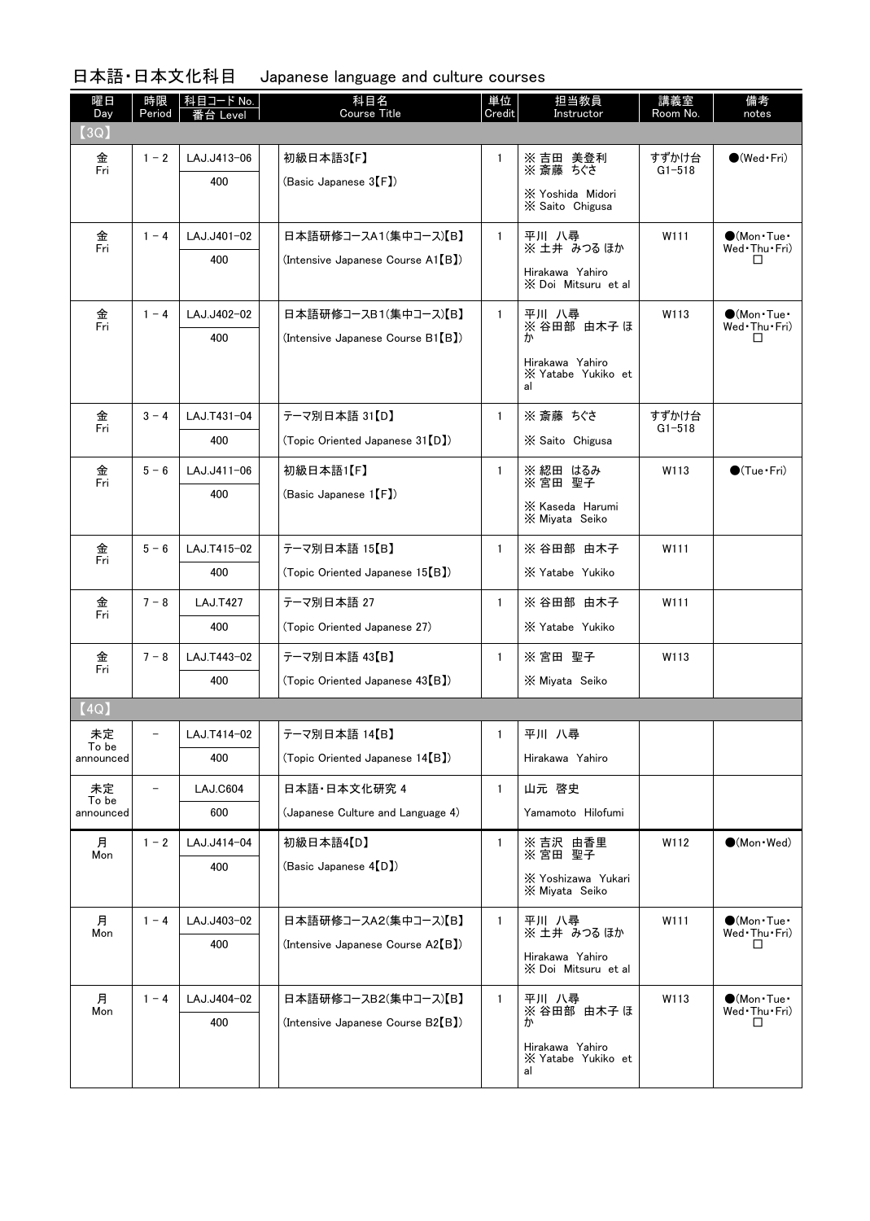## 日本語・日本文化科目　Japanese language and culture courses

| 曜日 Day | 時限 Period | 科目コード No. 番台 Level | 科目名 Course Title | 単位 Credit | 担当教員 Instructor | 講義室 Room No. | 備考 notes |
|---|---|---|---|---|---|---|---|
| 【3Q】 | | | | | | | |
| 金 Fri | 1－2 | LAJ.J413-06 400 | 初級日本語3【F】 (Basic Japanese 3【F】) | 1 | ※吉田 美登利 ※斎藤 ちぐさ ※Yoshida Midori ※Saito Chigusa | すずかけ台 G1-518 | ●(Wed・Fri) |
| 金 Fri | 1－4 | LAJ.J401-02 400 | 日本語研修コースA1(集中コース)【B】 (Intensive Japanese Course A1【B】) | 1 | 平川 八尋 ※土井 みつる ほか Hirakawa Yahiro ※Doi Mitsuru et al | W111 | ●(Mon・Tue・Wed・Thu・Fri) □ |
| 金 Fri | 1－4 | LAJ.J402-02 400 | 日本語研修コースB1(集中コース)【B】 (Intensive Japanese Course B1【B】) | 1 | 平川 八尋 ※谷田部 由木子 ほか Hirakawa Yahiro ※Yatabe Yukiko et al | W113 | ●(Mon・Tue・Wed・Thu・Fri) □ |
| 金 Fri | 3－4 | LAJ.T431-04 400 | テーマ別日本語 31【D】 (Topic Oriented Japanese 31【D】) | 1 | ※斎藤 ちぐさ ※Saito Chigusa | すずかけ台 G1-518 | |
| 金 Fri | 5－6 | LAJ.J411-06 400 | 初級日本語1【F】 (Basic Japanese 1【F】) | 1 | ※綛田 はるみ ※宮田 聖子 ※Kaseda Harumi ※Miyata Seiko | W113 | ●(Tue・Fri) |
| 金 Fri | 5－6 | LAJ.T415-02 400 | テーマ別日本語 15【B】 (Topic Oriented Japanese 15【B】) | 1 | ※谷田部 由木子 ※Yatabe Yukiko | W111 | |
| 金 Fri | 7－8 | LAJ.T427 400 | テーマ別日本語 27 (Topic Oriented Japanese 27) | 1 | ※谷田部 由木子 ※Yatabe Yukiko | W111 | |
| 金 Fri | 7－8 | LAJ.T443-02 400 | テーマ別日本語 43【B】 (Topic Oriented Japanese 43【B】) | 1 | ※宮田 聖子 ※Miyata Seiko | W113 | |
| 【4Q】 | | | | | | | |
| 未定 To be announced | － | LAJ.T414-02 400 | テーマ別日本語 14【B】 (Topic Oriented Japanese 14【B】) | 1 | 平川 八尋 Hirakawa Yahiro | | |
| 未定 To be announced | － | LAJ.C604 600 | 日本語・日本文化研究 4 (Japanese Culture and Language 4) | 1 | 山元 啓史 Yamamoto Hilofumi | | |
| 月 Mon | 1－2 | LAJ.J414-04 400 | 初級日本語4【D】 (Basic Japanese 4【D】) | 1 | ※吉沢 由香里 ※宮田 聖子 ※Yoshizawa Yukari ※Miyata Seiko | W112 | ●(Mon・Wed) |
| 月 Mon | 1－4 | LAJ.J403-02 400 | 日本語研修コースA2(集中コース)【B】 (Intensive Japanese Course A2【B】) | 1 | 平川 八尋 ※土井 みつる ほか Hirakawa Yahiro ※Doi Mitsuru et al | W111 | ●(Mon・Tue・Wed・Thu・Fri) □ |
| 月 Mon | 1－4 | LAJ.J404-02 400 | 日本語研修コースB2(集中コース)【B】 (Intensive Japanese Course B2【B】) | 1 | 平川 八尋 ※谷田部 由木子 ほか Hirakawa Yahiro ※Yatabe Yukiko et al | W113 | ●(Mon・Tue・Wed・Thu・Fri) □ |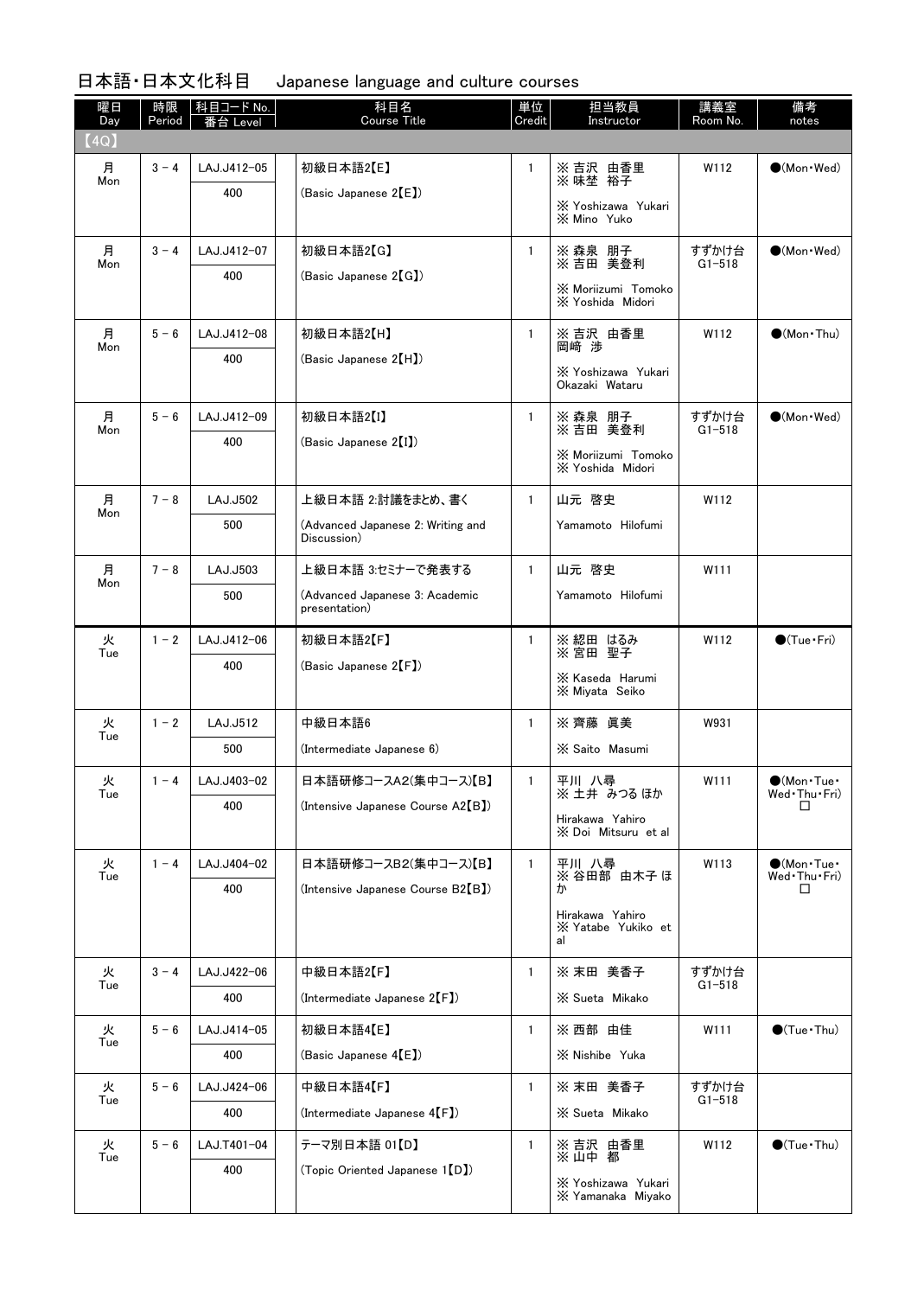## 日本語・日本文化科目　Japanese language and culture courses

| 曜日 Day | 時限 Period | 科目コード No. 番台 Level | 科目名 Course Title | 単位 Credit | 担当教員 Instructor | 講義室 Room No. | 備考 notes |
|---|---|---|---|---|---|---|---|
| 【4Q】 | | | | | | | |
| 月 Mon | 3 - 4 | LAJ.J412-05 400 | 初級日本語2【E】 (Basic Japanese 2【E】) | 1 | ※ 吉沢　由香里 ※ 味埜　裕子 ※ Yoshizawa Yukari ※ Mino Yuko | W112 | ●(Mon・Wed) |
| 月 Mon | 3 - 4 | LAJ.J412-07 400 | 初級日本語2【G】 (Basic Japanese 2【G】) | 1 | ※ 森泉　朋子 ※ 吉田　美登利 ※ Moriizumi Tomoko ※ Yoshida Midori | すずかけ台 G1-518 | ●(Mon・Wed) |
| 月 Mon | 5 - 6 | LAJ.J412-08 400 | 初級日本語2【H】 (Basic Japanese 2【H】) | 1 | ※ 吉沢　由香里 岡崎　渉 ※ Yoshizawa Yukari Okazaki Wataru | W112 | ●(Mon・Thu) |
| 月 Mon | 5 - 6 | LAJ.J412-09 400 | 初級日本語2【I】 (Basic Japanese 2【I】) | 1 | ※ 森泉　朋子 ※ 吉田　美登利 ※ Moriizumi Tomoko ※ Yoshida Midori | すずかけ台 G1-518 | ●(Mon・Wed) |
| 月 Mon | 7 - 8 | LAJ.J502 500 | 上級日本語 2:討議をまとめ、書く (Advanced Japanese 2: Writing and Discussion) | 1 | 山元　啓史 Yamamoto Hilofumi | W112 | |
| 月 Mon | 7 - 8 | LAJ.J503 500 | 上級日本語 3:セミナーで発表する (Advanced Japanese 3: Academic presentation) | 1 | 山元　啓史 Yamamoto Hilofumi | W111 | |
| 火 Tue | 1 - 2 | LAJ.J412-06 400 | 初級日本語2【F】 (Basic Japanese 2【F】) | 1 | ※ 綛田　はるみ ※ 宮田　聖子 ※ Kaseda Harumi ※ Miyata Seiko | W112 | ●(Tue・Fri) |
| 火 Tue | 1 - 2 | LAJ.J512 500 | 中級日本語6 (Intermediate Japanese 6) | 1 | ※ 齊藤　眞美 ※ Saito Masumi | W931 | |
| 火 Tue | 1 - 4 | LAJ.J403-02 400 | 日本語研修コースA2(集中コース)【B】 (Intensive Japanese Course A2【B】) | 1 | 平川　八尋 ※ 土井　みつる ほか Hirakawa Yahiro ※ Doi Mitsuru et al | W111 | ●(Mon・Tue・Wed・Thu・Fri) □ |
| 火 Tue | 1 - 4 | LAJ.J404-02 400 | 日本語研修コースB2(集中コース)【B】 (Intensive Japanese Course B2【B】) | 1 | 平川　八尋 ※ 谷田部　由木子 ほか Hirakawa Yahiro ※ Yatabe Yukiko et al | W113 | ●(Mon・Tue・Wed・Thu・Fri) □ |
| 火 Tue | 3 - 4 | LAJ.J422-06 400 | 中級日本語2【F】 (Intermediate Japanese 2【F】) | 1 | ※ 末田　美香子 ※ Sueta Mikako | すずかけ台 G1-518 | |
| 火 Tue | 5 - 6 | LAJ.J414-05 400 | 初級日本語4【E】 (Basic Japanese 4【E】) | 1 | ※ 西部　由佳 ※ Nishibe Yuka | W111 | ●(Tue・Thu) |
| 火 Tue | 5 - 6 | LAJ.J424-06 400 | 中級日本語4【F】 (Intermediate Japanese 4【F】) | 1 | ※ 末田　美香子 ※ Sueta Mikako | すずかけ台 G1-518 | |
| 火 Tue | 5 - 6 | LAJ.T401-04 400 | テーマ別日本語 01【D】 (Topic Oriented Japanese 1【D】) | 1 | ※ 吉沢　由香里 ※ 山中　都 ※ Yoshizawa Yukari ※ Yamanaka Miyako | W112 | ●(Tue・Thu) |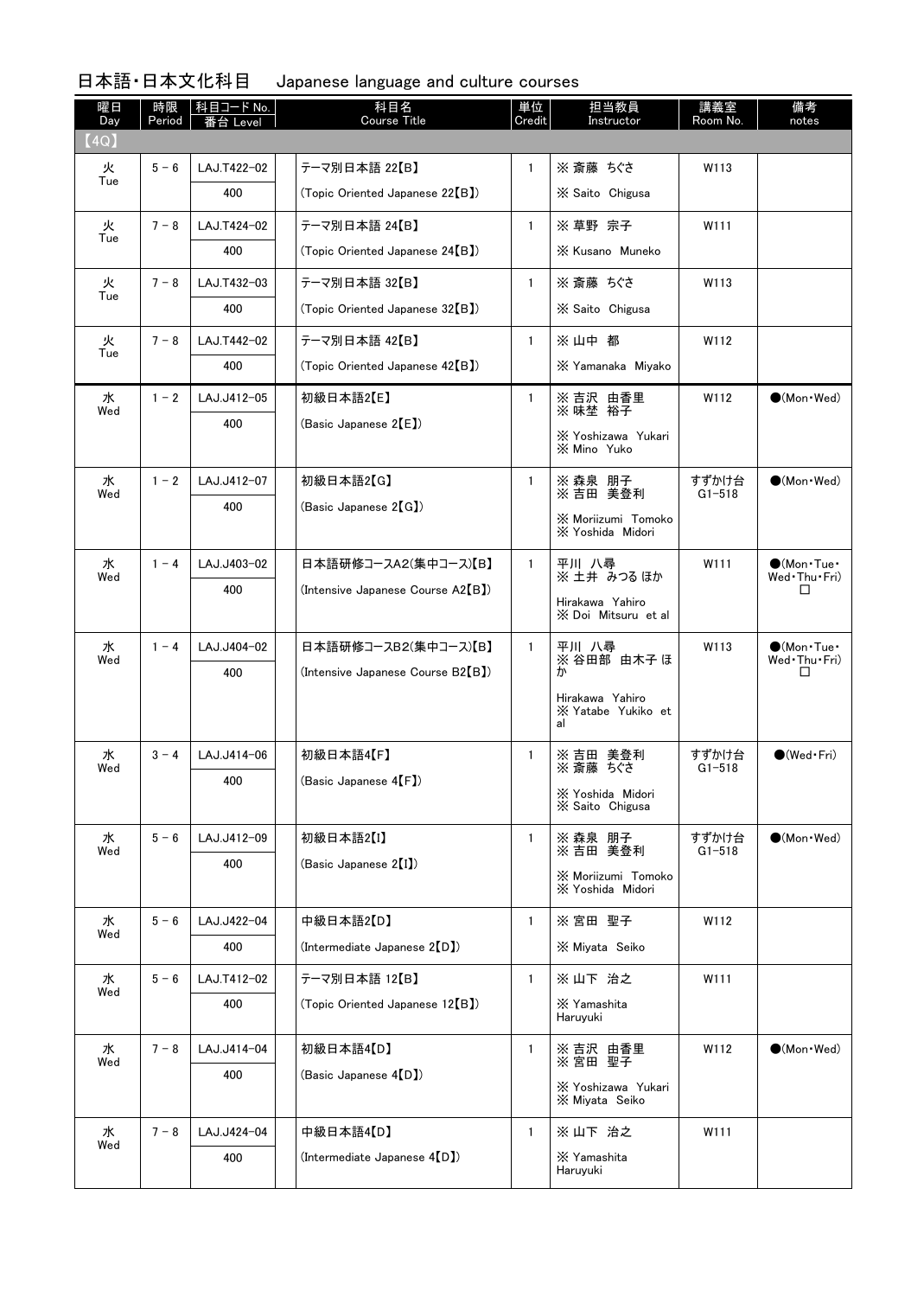## 日本語・日本文化科目　Japanese language and culture courses

| 曜日 Day | 時限 Period | 科目コード No. 番台 Level | 科目名 Course Title | 単位 Credit | 担当教員 Instructor | 講義室 Room No. | 備考 notes |
|---|---|---|---|---|---|---|---|
| 【4Q】 | | | | | | | |
| 火 Tue | 5 - 6 | LAJ.T422-02 400 | テーマ別日本語 22【B】 (Topic Oriented Japanese 22【B】) | 1 | ※ 斎藤　ちぐさ ※ Saito　Chigusa | W113 | |
| 火 Tue | 7 - 8 | LAJ.T424-02 400 | テーマ別日本語 24【B】 (Topic Oriented Japanese 24【B】) | 1 | ※ 草野　宗子 ※ Kusano　Muneko | W111 | |
| 火 Tue | 7 - 8 | LAJ.T432-03 400 | テーマ別日本語 32【B】 (Topic Oriented Japanese 32【B】) | 1 | ※ 斎藤　ちぐさ ※ Saito　Chigusa | W113 | |
| 火 Tue | 7 - 8 | LAJ.T442-02 400 | テーマ別日本語 42【B】 (Topic Oriented Japanese 42【B】) | 1 | ※ 山中　都 ※ Yamanaka　Miyako | W112 | |
| 水 Wed | 1 - 2 | LAJ.J412-05 400 | 初級日本語2【E】 (Basic Japanese 2【E】) | 1 | ※ 吉沢　由香里 ※ 味埜　裕子 ※ Yoshizawa　Yukari ※ Mino　Yuko | W112 | ●(Mon・Wed) |
| 水 Wed | 1 - 2 | LAJ.J412-07 400 | 初級日本語2【G】 (Basic Japanese 2【G】) | 1 | ※ 森泉　朋子 ※ 吉田　美登利 ※ Moriizumi　Tomoko ※ Yoshida　Midori | すずかけ台 G1-518 | ●(Mon・Wed) |
| 水 Wed | 1 - 4 | LAJ.J403-02 400 | 日本語研修コースA2(集中コース)【B】 (Intensive Japanese Course A2【B】) | 1 | 平川　八尋 ※ 土井　みつる ほか Hirakawa　Yahiro ※ Doi　Mitsuru　et al | W111 | ●(Mon・Tue・Wed・Thu・Fri) □ |
| 水 Wed | 1 - 4 | LAJ.J404-02 400 | 日本語研修コースB2(集中コース)【B】 (Intensive Japanese Course B2【B】) | 1 | 平川　八尋 ※ 谷田部　由木子 ほか Hirakawa　Yahiro ※ Yatabe　Yukiko　et al | W113 | ●(Mon・Tue・Wed・Thu・Fri) □ |
| 水 Wed | 3 - 4 | LAJ.J414-06 400 | 初級日本語4【F】 (Basic Japanese 4【F】) | 1 | ※ 吉田　美登利 ※ 斎藤　ちぐさ ※ Yoshida　Midori ※ Saito　Chigusa | すずかけ台 G1-518 | ●(Wed・Fri) |
| 水 Wed | 5 - 6 | LAJ.J412-09 400 | 初級日本語2【I】 (Basic Japanese 2【I】) | 1 | ※ 森泉　朋子 ※ 吉田　美登利 ※ Moriizumi　Tomoko ※ Yoshida　Midori | すずかけ台 G1-518 | ●(Mon・Wed) |
| 水 Wed | 5 - 6 | LAJ.J422-04 400 | 中級日本語2【D】 (Intermediate Japanese 2【D】) | 1 | ※ 宮田　聖子 ※ Miyata　Seiko | W112 | |
| 水 Wed | 5 - 6 | LAJ.T412-02 400 | テーマ別日本語 12【B】 (Topic Oriented Japanese 12【B】) | 1 | ※ 山下　治之 ※ Yamashita Haruyuki | W111 | |
| 水 Wed | 7 - 8 | LAJ.J414-04 400 | 初級日本語4【D】 (Basic Japanese 4【D】) | 1 | ※ 吉沢　由香里 ※ 宮田　聖子 ※ Yoshizawa　Yukari ※ Miyata　Seiko | W112 | ●(Mon・Wed) |
| 水 Wed | 7 - 8 | LAJ.J424-04 400 | 中級日本語4【D】 (Intermediate Japanese 4【D】) | 1 | ※ 山下　治之 ※ Yamashita Haruyuki | W111 | |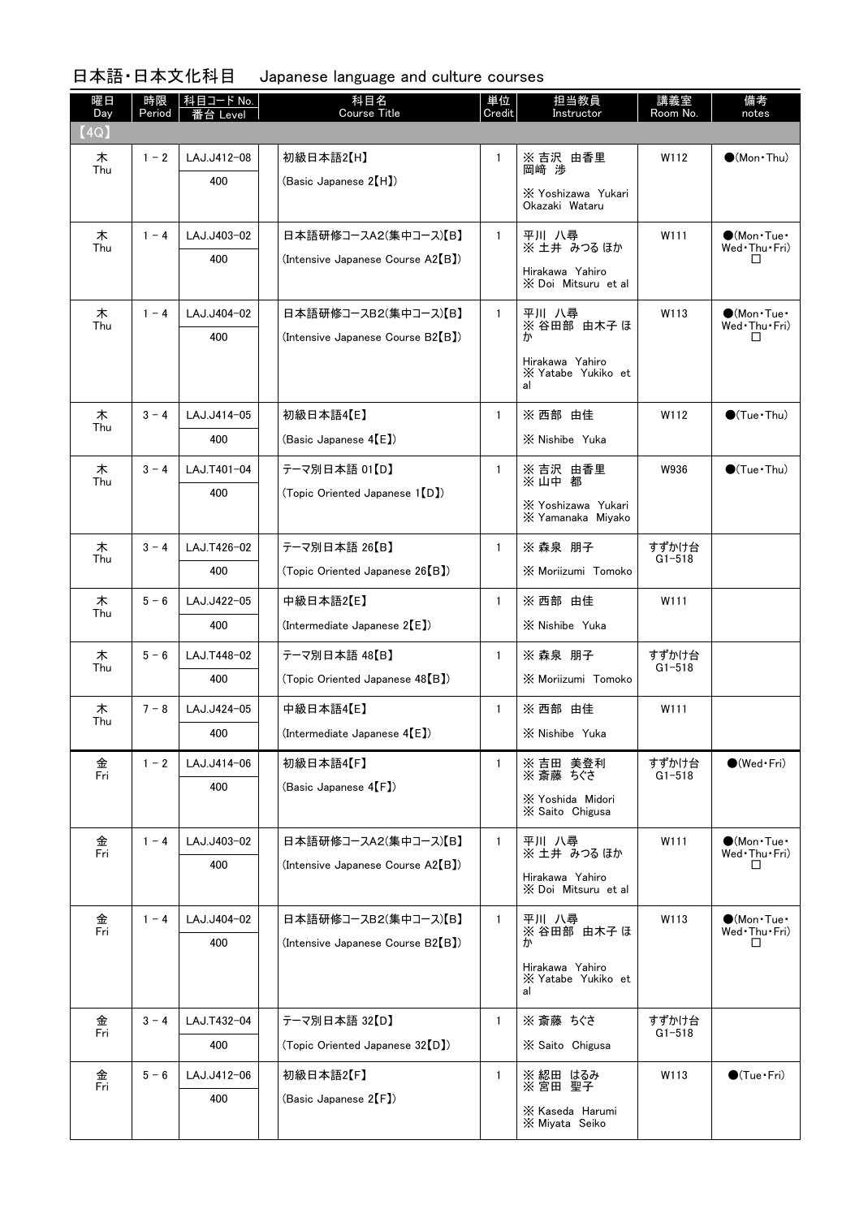## 日本語・日本文化科目　Japanese language and culture courses

| 曜日 Day | 時限 Period | 科目コード No. 番台 Level | 科目名 Course Title | 単位 Credit | 担当教員 Instructor | 講義室 Room No. | 備考 notes |
|---|---|---|---|---|---|---|---|
| 【4Q】 | | | | | | | |
| 木 Thu | 1－2 | LAJ.J412-08 400 | 初級日本語2【H】 (Basic Japanese 2【H】) | 1 | ※吉沢 由香里 岡崎 渉 ※Yoshizawa Yukari Okazaki Wataru | W112 | ●(Mon・Thu) |
| 木 Thu | 1－4 | LAJ.J403-02 400 | 日本語研修コースA2(集中コース)【B】 (Intensive Japanese Course A2【B】) | 1 | 平川 八尋 ※土井 みつる ほか Hirakawa Yahiro ※Doi Mitsuru et al | W111 | ●(Mon・Tue・Wed・Thu・Fri) □ |
| 木 Thu | 1－4 | LAJ.J404-02 400 | 日本語研修コースB2(集中コース)【B】 (Intensive Japanese Course B2【B】) | 1 | 平川 八尋 ※谷田部 由木子 ほか Hirakawa Yahiro ※Yatabe Yukiko et al | W113 | ●(Mon・Tue・Wed・Thu・Fri) □ |
| 木 Thu | 3－4 | LAJ.J414-05 400 | 初級日本語4【E】 (Basic Japanese 4【E】) | 1 | ※西部 由佳 ※Nishibe Yuka | W112 | ●(Tue・Thu) |
| 木 Thu | 3－4 | LAJ.T401-04 400 | テーマ別日本語 01【D】 (Topic Oriented Japanese 1【D】) | 1 | ※吉沢 由香里 ※山中 都 ※Yoshizawa Yukari ※Yamanaka Miyako | W936 | ●(Tue・Thu) |
| 木 Thu | 3－4 | LAJ.T426-02 400 | テーマ別日本語 26【B】 (Topic Oriented Japanese 26【B】) | 1 | ※森泉 朋子 ※Moriizumi Tomoko | すずかけ台 G1-518 | |
| 木 Thu | 5－6 | LAJ.J422-05 400 | 中級日本語2【E】 (Intermediate Japanese 2【E】) | 1 | ※西部 由佳 ※Nishibe Yuka | W111 | |
| 木 Thu | 5－6 | LAJ.T448-02 400 | テーマ別日本語 48【B】 (Topic Oriented Japanese 48【B】) | 1 | ※森泉 朋子 ※Moriizumi Tomoko | すずかけ台 G1-518 | |
| 木 Thu | 7－8 | LAJ.J424-05 400 | 中級日本語4【E】 (Intermediate Japanese 4【E】) | 1 | ※西部 由佳 ※Nishibe Yuka | W111 | |
| 金 Fri | 1－2 | LAJ.J414-06 400 | 初級日本語4【F】 (Basic Japanese 4【F】) | 1 | ※吉田 美登利 ※斎藤 ちぐさ ※Yoshida Midori ※Saito Chigusa | すずかけ台 G1-518 | ●(Wed・Fri) |
| 金 Fri | 1－4 | LAJ.J403-02 400 | 日本語研修コースA2(集中コース)【B】 (Intensive Japanese Course A2【B】) | 1 | 平川 八尋 ※土井 みつる ほか Hirakawa Yahiro ※Doi Mitsuru et al | W111 | ●(Mon・Tue・Wed・Thu・Fri) □ |
| 金 Fri | 1－4 | LAJ.J404-02 400 | 日本語研修コースB2(集中コース)【B】 (Intensive Japanese Course B2【B】) | 1 | 平川 八尋 ※谷田部 由木子 ほか Hirakawa Yahiro ※Yatabe Yukiko et al | W113 | ●(Mon・Tue・Wed・Thu・Fri) □ |
| 金 Fri | 3－4 | LAJ.T432-04 400 | テーマ別日本語 32【D】 (Topic Oriented Japanese 32【D】) | 1 | ※斎藤 ちぐさ ※Saito Chigusa | すずかけ台 G1-518 | |
| 金 Fri | 5－6 | LAJ.J412-06 400 | 初級日本語2【F】 (Basic Japanese 2【F】) | 1 | ※綛田 はるみ ※宮田 聖子 ※Kaseda Harumi ※Miyata Seiko | W113 | ●(Tue・Fri) |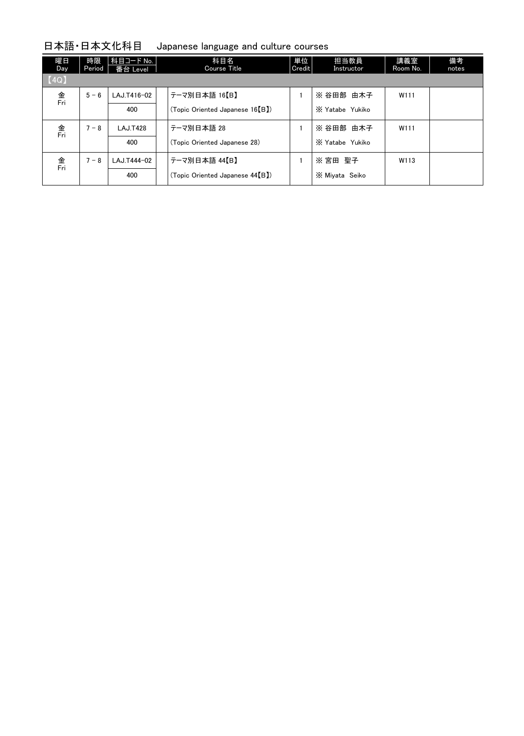## 日本語･日本文化科目　Japanese language and culture courses

| 曜日 Day | 時限 Period | 科目コード No. / 番台 Level | 科目名 Course Title | 単位 Credit | 担当教員 Instructor | 講義室 Room No. | 備考 notes |
|---|---|---|---|---|---|---|---|
| 【4Q】 | | | | | | | |
| 金 Fri | 5 － 6 | LAJ.T416-02 / 400 | テーマ別日本語 16【B】 (Topic Oriented Japanese 16【B】) | 1 | ※ 谷田部　由木子 ※ Yatabe Yukiko | W111 | |
| 金 Fri | 7 － 8 | LAJ.T428 / 400 | テーマ別日本語 28 (Topic Oriented Japanese 28) | 1 | ※ 谷田部　由木子 ※ Yatabe Yukiko | W111 | |
| 金 Fri | 7 － 8 | LAJ.T444-02 / 400 | テーマ別日本語 44【B】 (Topic Oriented Japanese 44【B】) | 1 | ※ 宮田　聖子 ※ Miyata Seiko | W113 | |